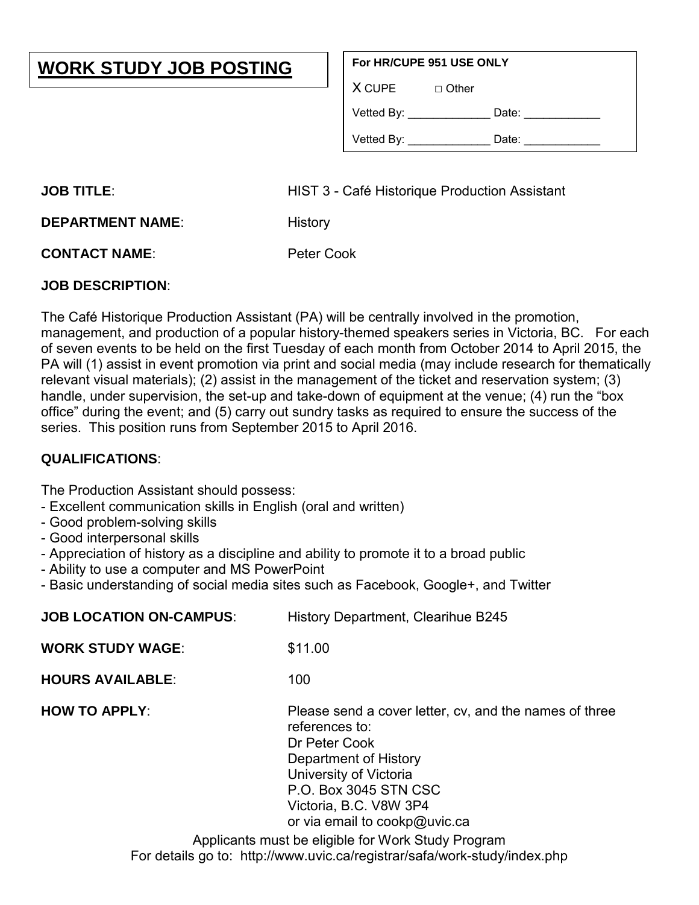# WORK STUDY JOB POSTING

**For HR/CUPE 951 USE ONLY**

X CUPE □ Other

Vetted By: _____________ Date: ____________

Vetted By: _____________ Date: ____________

**JOB TITLE**: HIST 3 - Café Historique Production Assistant

**DEPARTMENT NAME**: History

**CONTACT NAME**: Peter Cook

**JOB DESCRIPTION**:

The Café Historique Production Assistant (PA) will be centrally involved in the promotion, management, and production of a popular history-themed speakers series in Victoria, BC. For each of seven events to be held on the first Tuesday of each month from October 2014 to April 2015, the PA will (1) assist in event promotion via print and social media (may include research for thematically relevant visual materials); (2) assist in the management of the ticket and reservation system; (3) handle, under supervision, the set-up and take-down of equipment at the venue; (4) run the "box office" during the event; and (5) carry out sundry tasks as required to ensure the success of the series. This position runs from September 2015 to April 2016.

**QUALIFICATIONS**:

The Production Assistant should possess:
- Excellent communication skills in English (oral and written)
- Good problem-solving skills
- Good interpersonal skills
- Appreciation of history as a discipline and ability to promote it to a broad public
- Ability to use a computer and MS PowerPoint
- Basic understanding of social media sites such as Facebook, Google+, and Twitter

**JOB LOCATION ON-CAMPUS**: History Department, Clearihue B245

**WORK STUDY WAGE**: $11.00

**HOURS AVAILABLE**: 100

**HOW TO APPLY**: Please send a cover letter, cv, and the names of three references to:
Dr Peter Cook
Department of History
University of Victoria
P.O. Box 3045 STN CSC
Victoria, B.C. V8W 3P4
or via email to cookp@uvic.ca

Applicants must be eligible for Work Study Program
For details go to: http://www.uvic.ca/registrar/safa/work-study/index.php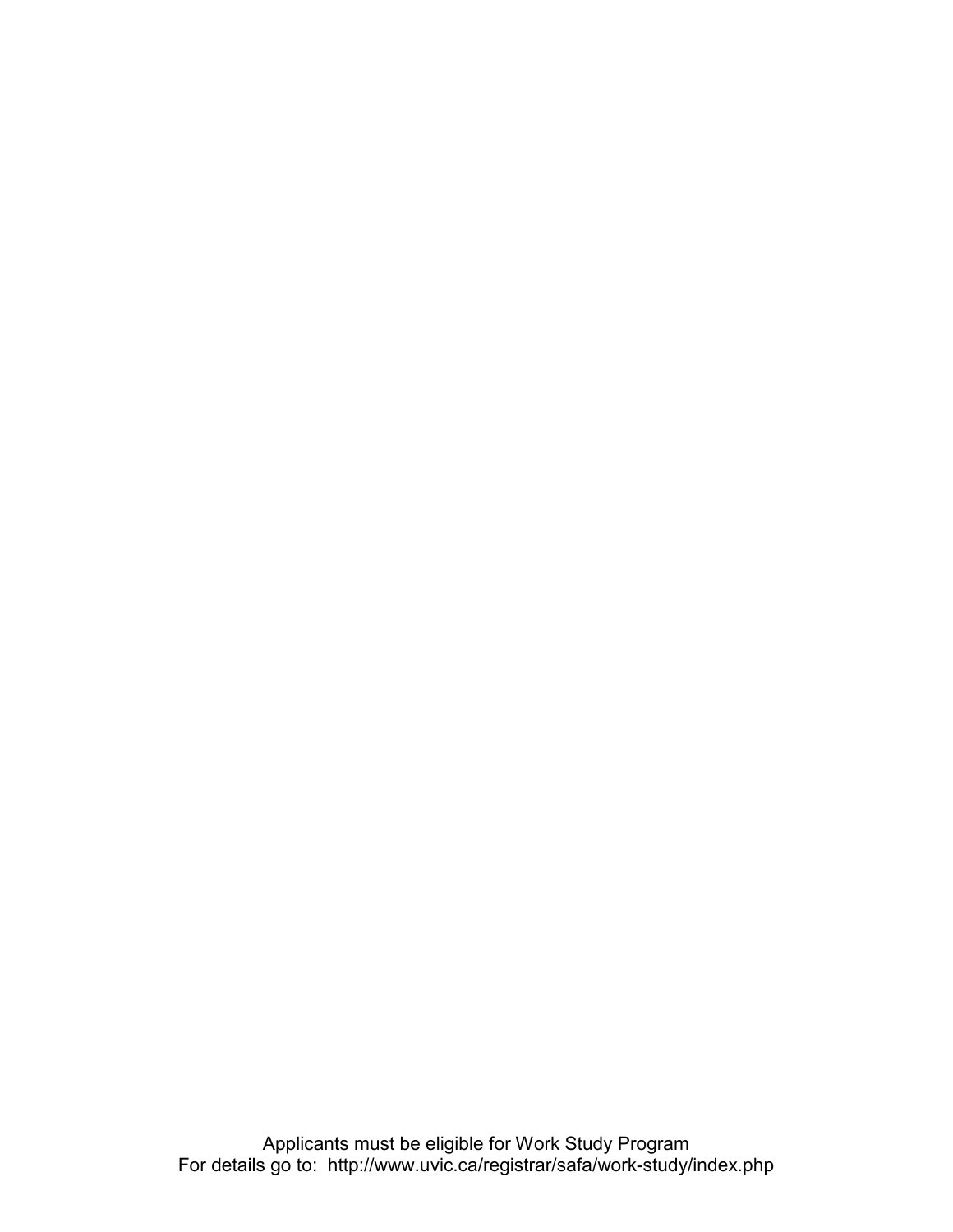Applicants must be eligible for Work Study Program
For details go to: http://www.uvic.ca/registrar/safa/work-study/index.php